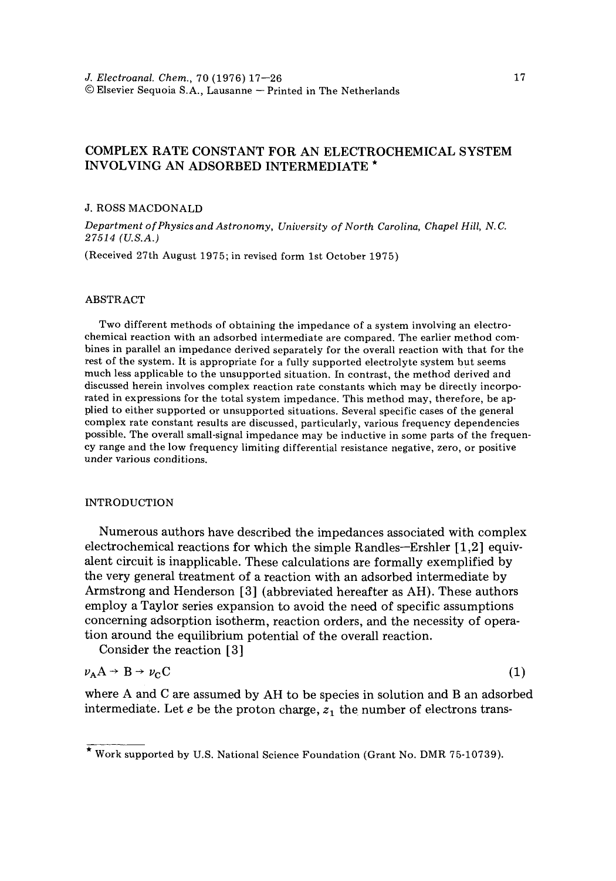# COMPLEX RATE CONSTANT FOR AN ELECTROCHEMICAL SYSTEM INVOLVING AN ADSORBED INTERMEDIATE *

J. ROSS MACDONALD

*Department of Physics and Astronomy, University of North Carolina, Chapel Hill, N.C. 27514 (U.S.A.)*

(Received 27th August 1975; in revised form 1st October 1975)

## ABSTRACT

Two different methods of obtaining the impedance of a system involving an electrochemical reaction with an adsorbed intermediate are compared. The earlier method combines in parallel an impedance derived separately for the overall reaction with that for the rest of the system. It is appropriate for a fully supported electrolyte system but seems much less applicable to the unsupported situation. In contrast, the method derived and discussed herein involves complex reaction rate constants which may be directly incorporated in expressions for the total system impedance. This method may, therefore, be applied to either supported or unsupported situations. Several specific cases of the general complex rate constant results are discussed, particularly, various frequency dependencies possible. The overall small-signal impedance may be inductive in some parts of the frequency range and the low frequency limiting differential resistance negative, zero, or positive under various conditions.

## INTRODUCTION

Numerous authors have described the impedances associated with complex electrochemical reactions for which the simple Randles—Ershler [1,2] equivalent circuit is inapplicable. These calculations are formally exemplified by the very general treatment of a reaction with an adsorbed intermediate by Armstrong and Henderson [3] (abbreviated hereafter as AH). These authors employ a Taylor series expansion to avoid the need of specific assumptions concerning adsorption isotherm, reaction orders, and the necessity of operation around the equilibrium potential of the overall reaction.

Consider the reaction [3]

$$\nu_A A \rightarrow B \rightarrow \nu_C C \tag{1}$$

where A and C are assumed by AH to be species in solution and B an adsorbed intermediate. Let $e$ be the proton charge, $z_1$ the number of electrons trans-

---

* Work supported by U.S. National Science Foundation (Grant No. DMR 75-10739).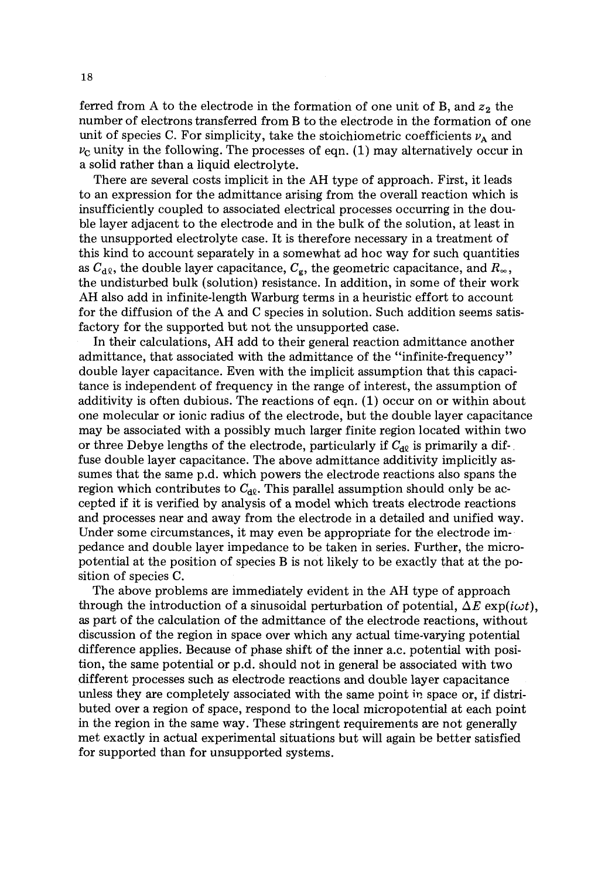ferred from A to the electrode in the formation of one unit of B, and $z_2$ the number of electrons transferred from B to the electrode in the formation of one unit of species C. For simplicity, take the stoichiometric coefficients $\nu_A$ and $\nu_C$ unity in the following. The processes of eqn. (1) may alternatively occur in a solid rather than a liquid electrolyte.

There are several costs implicit in the AH type of approach. First, it leads to an expression for the admittance arising from the overall reaction which is insufficiently coupled to associated electrical processes occurring in the double layer adjacent to the electrode and in the bulk of the solution, at least in the unsupported electrolyte case. It is therefore necessary in a treatment of this kind to account separately in a somewhat ad hoc way for such quantities as $C_{d\ell}$, the double layer capacitance, $C_g$, the geometric capacitance, and $R_\infty$, the undisturbed bulk (solution) resistance. In addition, in some of their work AH also add in infinite-length Warburg terms in a heuristic effort to account for the diffusion of the A and C species in solution. Such addition seems satisfactory for the supported but not the unsupported case.

In their calculations, AH add to their general reaction admittance another admittance, that associated with the admittance of the "infinite-frequency" double layer capacitance. Even with the implicit assumption that this capacitance is independent of frequency in the range of interest, the assumption of additivity is often dubious. The reactions of eqn. (1) occur on or within about one molecular or ionic radius of the electrode, but the double layer capacitance may be associated with a possibly much larger finite region located within two or three Debye lengths of the electrode, particularly if $C_{d\ell}$ is primarily a diffuse double layer capacitance. The above admittance additivity implicitly assumes that the same p.d. which powers the electrode reactions also spans the region which contributes to $C_{d\ell}$. This parallel assumption should only be accepted if it is verified by analysis of a model which treats electrode reactions and processes near and away from the electrode in a detailed and unified way. Under some circumstances, it may even be appropriate for the electrode impedance and double layer impedance to be taken in series. Further, the micropotential at the position of species B is not likely to be exactly that at the position of species C.

The above problems are immediately evident in the AH type of approach through the introduction of a sinusoidal perturbation of potential, $\Delta E \exp(i\omega t)$, as part of the calculation of the admittance of the electrode reactions, without discussion of the region in space over which any actual time-varying potential difference applies. Because of phase shift of the inner a.c. potential with position, the same potential or p.d. should not in general be associated with two different processes such as electrode reactions and double layer capacitance unless they are completely associated with the same point in space or, if distributed over a region of space, respond to the local micropotential at each point in the region in the same way. These stringent requirements are not generally met exactly in actual experimental situations but will again be better satisfied for supported than for unsupported systems.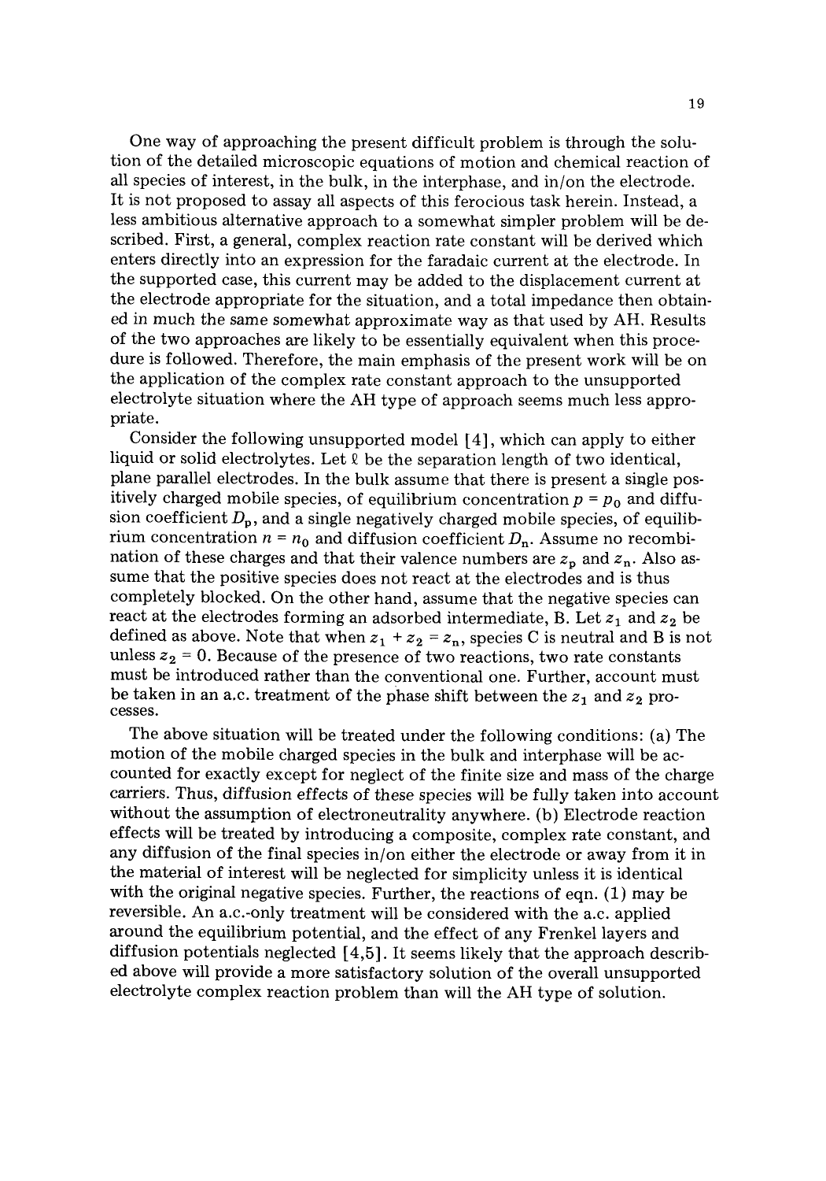One way of approaching the present difficult problem is through the solution of the detailed microscopic equations of motion and chemical reaction of all species of interest, in the bulk, in the interphase, and in/on the electrode. It is not proposed to assay all aspects of this ferocious task herein. Instead, a less ambitious alternative approach to a somewhat simpler problem will be described. First, a general, complex reaction rate constant will be derived which enters directly into an expression for the faradaic current at the electrode. In the supported case, this current may be added to the displacement current at the electrode appropriate for the situation, and a total impedance then obtained in much the same somewhat approximate way as that used by AH. Results of the two approaches are likely to be essentially equivalent when this procedure is followed. Therefore, the main emphasis of the present work will be on the application of the complex rate constant approach to the unsupported electrolyte situation where the AH type of approach seems much less appropriate.

Consider the following unsupported model [4], which can apply to either liquid or solid electrolytes. Let $\ell$ be the separation length of two identical, plane parallel electrodes. In the bulk assume that there is present a single positively charged mobile species, of equilibrium concentration $p = p_0$ and diffusion coefficient $D_p$, and a single negatively charged mobile species, of equilibrium concentration $n = n_0$ and diffusion coefficient $D_n$. Assume no recombination of these charges and that their valence numbers are $z_p$ and $z_n$. Also assume that the positive species does not react at the electrodes and is thus completely blocked. On the other hand, assume that the negative species can react at the electrodes forming an adsorbed intermediate, B. Let $z_1$ and $z_2$ be defined as above. Note that when $z_1 + z_2 = z_n$, species C is neutral and B is not unless $z_2 = 0$. Because of the presence of two reactions, two rate constants must be introduced rather than the conventional one. Further, account must be taken in an a.c. treatment of the phase shift between the $z_1$ and $z_2$ processes.

The above situation will be treated under the following conditions: (a) The motion of the mobile charged species in the bulk and interphase will be accounted for exactly except for neglect of the finite size and mass of the charge carriers. Thus, diffusion effects of these species will be fully taken into account without the assumption of electroneutrality anywhere. (b) Electrode reaction effects will be treated by introducing a composite, complex rate constant, and any diffusion of the final species in/on either the electrode or away from it in the material of interest will be neglected for simplicity unless it is identical with the original negative species. Further, the reactions of eqn. (1) may be reversible. An a.c.-only treatment will be considered with the a.c. applied around the equilibrium potential, and the effect of any Frenkel layers and diffusion potentials neglected [4,5]. It seems likely that the approach described above will provide a more satisfactory solution of the overall unsupported electrolyte complex reaction problem than will the AH type of solution.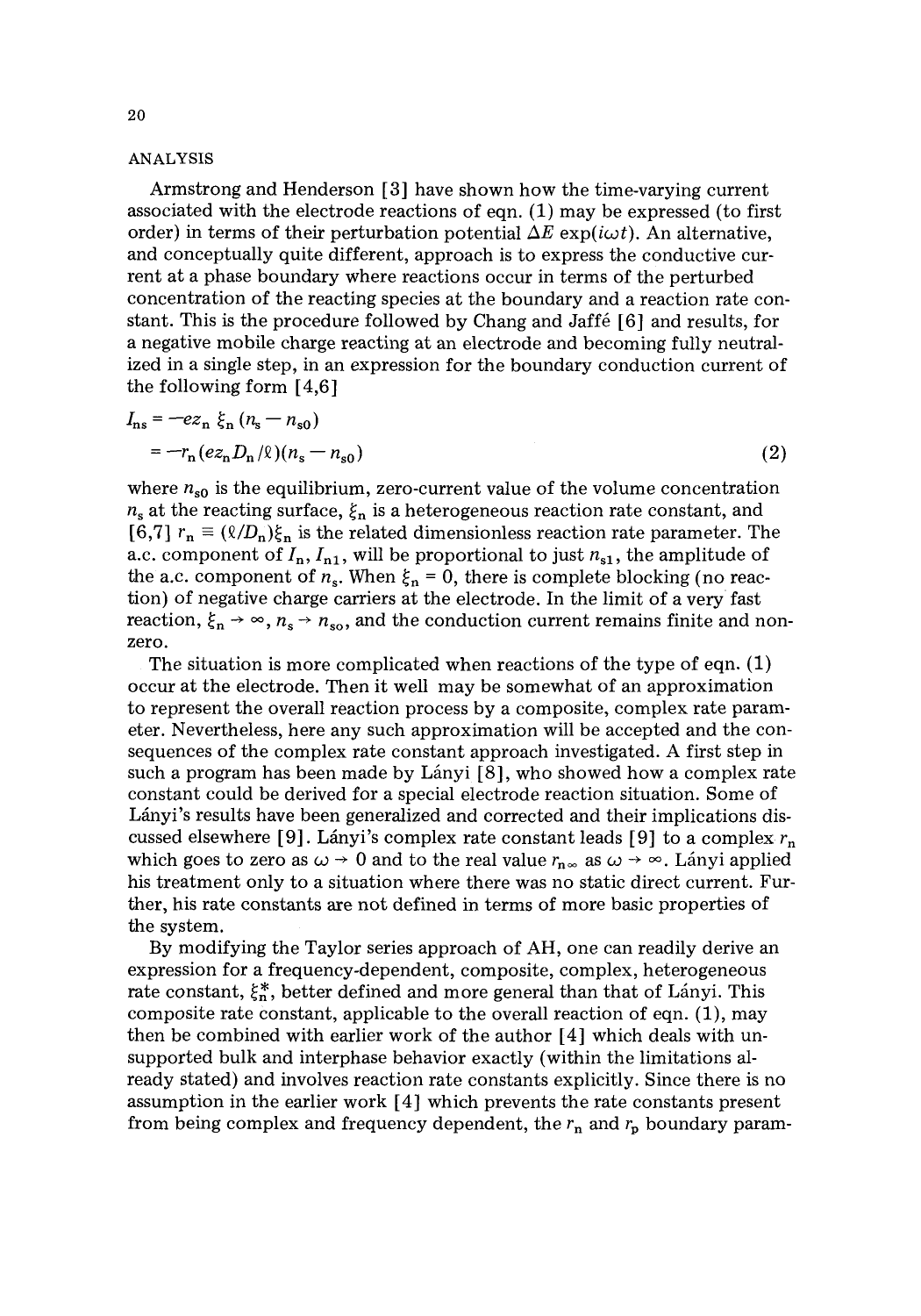## ANALYSIS

Armstrong and Henderson [3] have shown how the time-varying current associated with the electrode reactions of eqn. (1) may be expressed (to first order) in terms of their perturbation potential $\Delta E \exp(i\omega t)$. An alternative, and conceptually quite different, approach is to express the conductive current at a phase boundary where reactions occur in terms of the perturbed concentration of the reacting species at the boundary and a reaction rate constant. This is the procedure followed by Chang and Jaffé [6] and results, for a negative mobile charge reacting at an electrode and becoming fully neutralized in a single step, in an expression for the boundary conduction current of the following form [4,6]

$$
\begin{aligned}
I_{ns} &= -ez_n \, \xi_n \, (n_s - n_{s0}) \\
&= -r_n (ez_n D_n / \ell)(n_s - n_{s0}) \qquad (2)
\end{aligned}
$$

where $n_{s0}$ is the equilibrium, zero-current value of the volume concentration $n_s$ at the reacting surface, $\xi_n$ is a heterogeneous reaction rate constant, and [6,7] $r_n \equiv (\ell/D_n)\xi_n$ is the related dimensionless reaction rate parameter. The a.c. component of $I_n$, $I_{n1}$, will be proportional to just $n_{s1}$, the amplitude of the a.c. component of $n_s$. When $\xi_n = 0$, there is complete blocking (no reaction) of negative charge carriers at the electrode. In the limit of a very fast reaction, $\xi_n \to \infty$, $n_s \to n_{so}$, and the conduction current remains finite and nonzero.

The situation is more complicated when reactions of the type of eqn. (1) occur at the electrode. Then it well may be somewhat of an approximation to represent the overall reaction process by a composite, complex rate parameter. Nevertheless, here any such approximation will be accepted and the consequences of the complex rate constant approach investigated. A first step in such a program has been made by Lányi [8], who showed how a complex rate constant could be derived for a special electrode reaction situation. Some of Lányi's results have been generalized and corrected and their implications discussed elsewhere [9]. Lányi's complex rate constant leads [9] to a complex $r_n$ which goes to zero as $\omega \to 0$ and to the real value $r_{n\infty}$ as $\omega \to \infty$. Lányi applied his treatment only to a situation where there was no static direct current. Further, his rate constants are not defined in terms of more basic properties of the system.

By modifying the Taylor series approach of AH, one can readily derive an expression for a frequency-dependent, composite, complex, heterogeneous rate constant, $\xi_n^*$, better defined and more general than that of Lányi. This composite rate constant, applicable to the overall reaction of eqn. (1), may then be combined with earlier work of the author [4] which deals with unsupported bulk and interphase behavior exactly (within the limitations already stated) and involves reaction rate constants explicitly. Since there is no assumption in the earlier work [4] which prevents the rate constants present from being complex and frequency dependent, the $r_n$ and $r_p$ boundary param-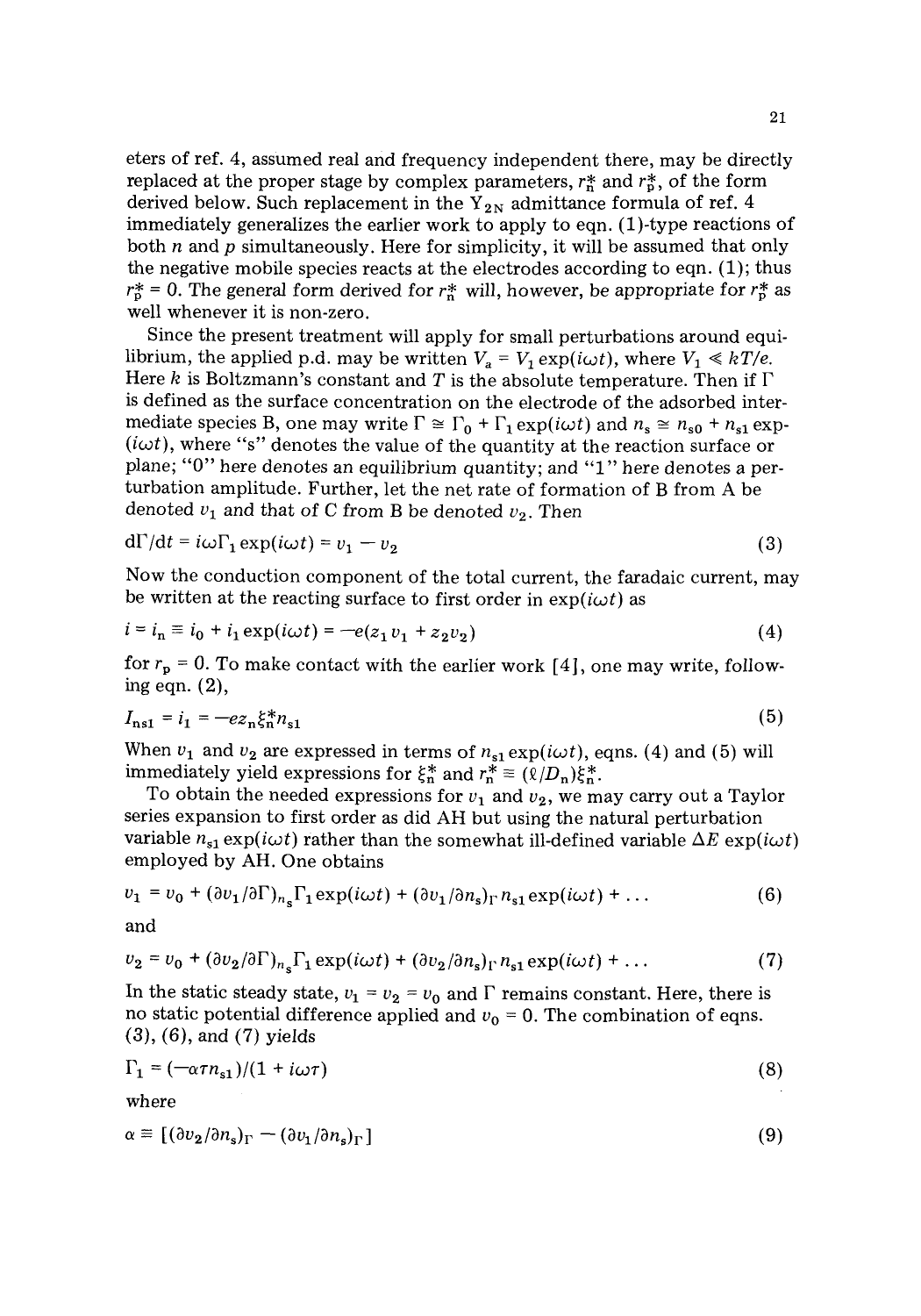eters of ref. 4, assumed real and frequency independent there, may be directly replaced at the proper stage by complex parameters, $r_n^*$ and $r_p^*$, of the form derived below. Such replacement in the $Y_{2N}$ admittance formula of ref. 4 immediately generalizes the earlier work to apply to eqn. (1)-type reactions of both $n$ and $p$ simultaneously. Here for simplicity, it will be assumed that only the negative mobile species reacts at the electrodes according to eqn. (1); thus $r_p^* = 0$. The general form derived for $r_n^*$ will, however, be appropriate for $r_p^*$ as well whenever it is non-zero.

Since the present treatment will apply for small perturbations around equilibrium, the applied p.d. may be written $V_a = V_1 \exp(i\omega t)$, where $V_1 \ll kT/e$. Here $k$ is Boltzmann's constant and $T$ is the absolute temperature. Then if $\Gamma$ is defined as the surface concentration on the electrode of the adsorbed intermediate species B, one may write $\Gamma \cong \Gamma_0 + \Gamma_1 \exp(i\omega t)$ and $n_s \cong n_{s0} + n_{s1} \exp(i\omega t)$, where "s" denotes the value of the quantity at the reaction surface or plane; "0" here denotes an equilibrium quantity; and "1" here denotes a perturbation amplitude. Further, let the net rate of formation of B from A be denoted $v_1$ and that of C from B be denoted $v_2$. Then

$$d\Gamma/dt = i\omega\Gamma_1 \exp(i\omega t) = v_1 - v_2 \tag{3}$$

Now the conduction component of the total current, the faradaic current, may be written at the reacting surface to first order in $\exp(i\omega t)$ as

$$i = i_n \equiv i_0 + i_1 \exp(i\omega t) = -e(z_1 v_1 + z_2 v_2) \tag{4}$$

for $r_p = 0$. To make contact with the earlier work [4], one may write, following eqn. (2),

$$I_{ns1} = i_1 = -ez_n \xi_n^* n_{s1} \tag{5}$$

When $v_1$ and $v_2$ are expressed in terms of $n_{s1} \exp(i\omega t)$, eqns. (4) and (5) will immediately yield expressions for $\xi_n^*$ and $r_n^* \equiv (\ell/D_n)\xi_n^*$.

To obtain the needed expressions for $v_1$ and $v_2$, we may carry out a Taylor series expansion to first order as did AH but using the natural perturbation variable $n_{s1} \exp(i\omega t)$ rather than the somewhat ill-defined variable $\Delta E \exp(i\omega t)$ employed by AH. One obtains

$$v_1 = v_0 + (\partial v_1/\partial \Gamma)_{n_s} \Gamma_1 \exp(i\omega t) + (\partial v_1/\partial n_s)_\Gamma n_{s1} \exp(i\omega t) + \ldots \tag{6}$$

and

$$v_2 = v_0 + (\partial v_2/\partial \Gamma)_{n_s} \Gamma_1 \exp(i\omega t) + (\partial v_2/\partial n_s)_\Gamma n_{s1} \exp(i\omega t) + \ldots \tag{7}$$

In the static steady state, $v_1 = v_2 = v_0$ and $\Gamma$ remains constant. Here, there is no static potential difference applied and $v_0 = 0$. The combination of eqns. (3), (6), and (7) yields

$$\Gamma_1 = (-\alpha\tau n_{s1})/(1 + i\omega\tau) \tag{8}$$

where

$$\alpha \equiv [(\partial v_2/\partial n_s)_\Gamma - (\partial v_1/\partial n_s)_\Gamma] \tag{9}$$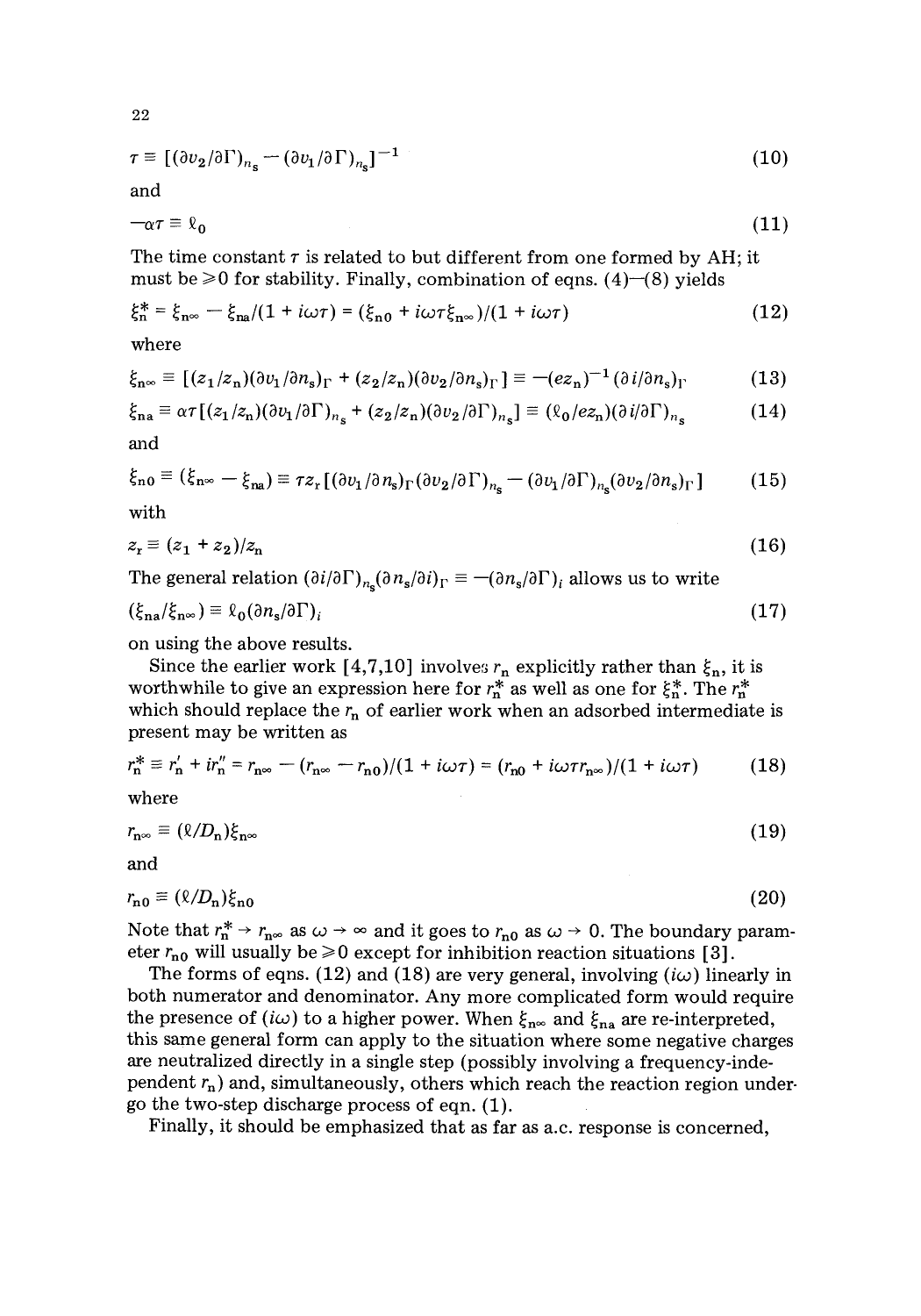$$\tau \equiv [(\partial v_2/\partial \Gamma)_{n_s} - (\partial v_1/\partial \Gamma)_{n_s}]^{-1} \tag{10}$$

and

$$-\alpha\tau \equiv \ell_0 \tag{11}$$

The time constant $\tau$ is related to but different from one formed by AH; it must be $\geqslant 0$ for stability. Finally, combination of eqns. (4)—(8) yields

$$\xi_n^* = \xi_{n\infty} - \xi_{na}/(1 + i\omega\tau) = (\xi_{n0} + i\omega\tau\xi_{n\infty})/(1 + i\omega\tau) \tag{12}$$

where

$$\xi_{n\infty} \equiv [(z_1/z_n)(\partial v_1/\partial n_s)_\Gamma + (z_2/z_n)(\partial v_2/\partial n_s)_\Gamma] \equiv -(ez_n)^{-1}(\partial i/\partial n_s)_\Gamma \tag{13}$$

$$\xi_{na} \equiv \alpha\tau[(z_1/z_n)(\partial v_1/\partial \Gamma)_{n_s} + (z_2/z_n)(\partial v_2/\partial \Gamma)_{n_s}] \equiv (\ell_0/ez_n)(\partial i/\partial \Gamma)_{n_s} \tag{14}$$

and

$$\xi_{n0} \equiv (\xi_{n\infty} - \xi_{na}) \equiv \tau z_r[(\partial v_1/\partial n_s)_\Gamma(\partial v_2/\partial \Gamma)_{n_s} - (\partial v_1/\partial \Gamma)_{n_s}(\partial v_2/\partial n_s)_\Gamma] \tag{15}$$

with

$$z_r \equiv (z_1 + z_2)/z_n \tag{16}$$

The general relation $(\partial i/\partial \Gamma)_{n_s}(\partial n_s/\partial i)_\Gamma \equiv -(\partial n_s/\partial \Gamma)_i$ allows us to write

$$(\xi_{na}/\xi_{n\infty}) \equiv \ell_0(\partial n_s/\partial \Gamma)_i \tag{17}$$

on using the above results.

Since the earlier work [4,7,10] involves $r_n$ explicitly rather than $\xi_n$, it is worthwhile to give an expression here for $r_n^*$ as well as one for $\xi_n^*$. The $r_n^*$ which should replace the $r_n$ of earlier work when an adsorbed intermediate is present may be written as

$$r_n^* \equiv r_n' + ir_n'' = r_{n\infty} - (r_{n\infty} - r_{n0})/(1 + i\omega\tau) = (r_{n0} + i\omega\tau r_{n\infty})/(1 + i\omega\tau) \tag{18}$$

where

$$r_{n\infty} \equiv (\ell/D_n)\xi_{n\infty} \tag{19}$$

and

$$r_{n0} \equiv (\ell/D_n)\xi_{n0} \tag{20}$$

Note that $r_n^* \rightarrow r_{n\infty}$ as $\omega \rightarrow \infty$ and it goes to $r_{n0}$ as $\omega \rightarrow 0$. The boundary parameter $r_{n0}$ will usually be $\geqslant 0$ except for inhibition reaction situations [3].

The forms of eqns. (12) and (18) are very general, involving $(i\omega)$ linearly in both numerator and denominator. Any more complicated form would require the presence of $(i\omega)$ to a higher power. When $\xi_{n\infty}$ and $\xi_{na}$ are re-interpreted, this same general form can apply to the situation where some negative charges are neutralized directly in a single step (possibly involving a frequency-independent $r_n$) and, simultaneously, others which reach the reaction region undergo the two-step discharge process of eqn. (1).

Finally, it should be emphasized that as far as a.c. response is concerned,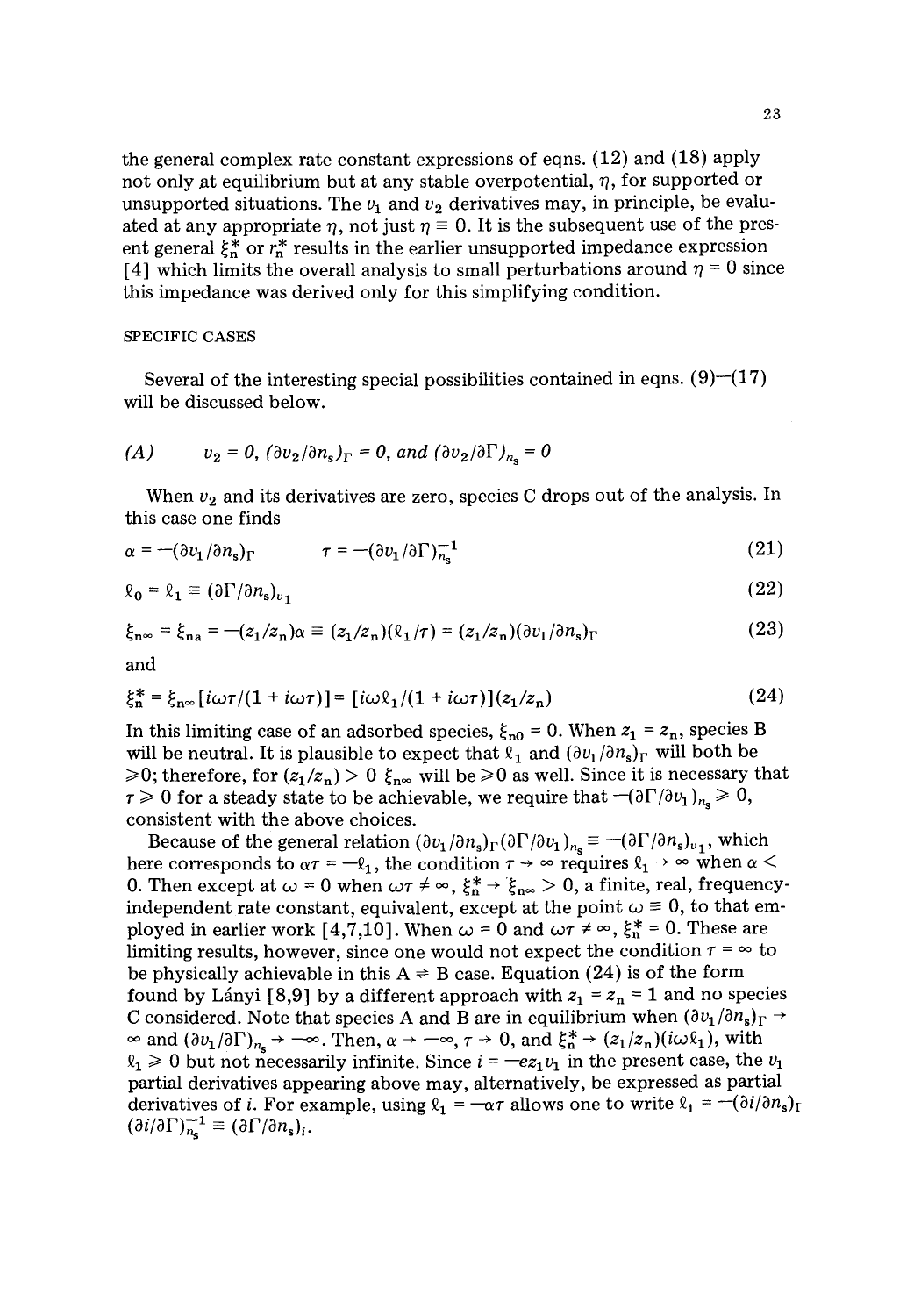the general complex rate constant expressions of eqns. (12) and (18) apply not only at equilibrium but at any stable overpotential, $\eta$, for supported or unsupported situations. The $v_1$ and $v_2$ derivatives may, in principle, be evaluated at any appropriate $\eta$, not just $\eta \equiv 0$. It is the subsequent use of the present general $\xi_n^*$ or $r_n^*$ results in the earlier unsupported impedance expression [4] which limits the overall analysis to small perturbations around $\eta = 0$ since this impedance was derived only for this simplifying condition.

## SPECIFIC CASES

Several of the interesting special possibilities contained in eqns. (9)–(17) will be discussed below.

### *(A)* $v_2 = 0$, $(\partial v_2/\partial n_s)_\Gamma = 0$, *and* $(\partial v_2/\partial \Gamma)_{n_s} = 0$

When $v_2$ and its derivatives are zero, species C drops out of the analysis. In this case one finds

$$\alpha = -(\partial v_1/\partial n_s)_\Gamma \qquad \tau = -(\partial v_1/\partial \Gamma)_{n_s}^{-1} \tag{21}$$

$$\ell_0 = \ell_1 \equiv (\partial \Gamma/\partial n_s)_{v_1} \tag{22}$$

$$\xi_{n\infty} = \xi_{na} = -(z_1/z_n)\alpha \equiv (z_1/z_n)(\ell_1/\tau) = (z_1/z_n)(\partial v_1/\partial n_s)_\Gamma \tag{23}$$

and

$$\xi_n^* = \xi_{n\infty}[i\omega\tau/(1 + i\omega\tau)] = [i\omega\ell_1/(1 + i\omega\tau)](z_1/z_n) \tag{24}$$

In this limiting case of an adsorbed species, $\xi_{n0} = 0$. When $z_1 = z_n$, species B will be neutral. It is plausible to expect that $\ell_1$ and $(\partial v_1/\partial n_s)_\Gamma$ will both be $\geqslant 0$; therefore, for $(z_1/z_n) > 0$ $\xi_{n\infty}$ will be $\geqslant 0$ as well. Since it is necessary that $\tau \geqslant 0$ for a steady state to be achievable, we require that $-(\partial \Gamma/\partial v_1)_{n_s} \geqslant 0$, consistent with the above choices.

Because of the general relation $(\partial v_1/\partial n_s)_\Gamma(\partial \Gamma/\partial v_1)_{n_s} \equiv -(\partial \Gamma/\partial n_s)_{v_1}$, which here corresponds to $\alpha\tau = -\ell_1$, the condition $\tau \to \infty$ requires $\ell_1 \to \infty$ when $\alpha < 0$. Then except at $\omega = 0$ when $\omega\tau \neq \infty$, $\xi_n^* \to \xi_{n\infty} > 0$, a finite, real, frequency-independent rate constant, equivalent, except at the point $\omega \equiv 0$, to that employed in earlier work [4,7,10]. When $\omega = 0$ and $\omega\tau \neq \infty$, $\xi_n^* = 0$. These are limiting results, however, since one would not expect the condition $\tau = \infty$ to be physically achievable in this A $\rightleftharpoons$ B case. Equation (24) is of the form found by Lányi [8,9] by a different approach with $z_1 = z_n = 1$ and no species C considered. Note that species A and B are in equilibrium when $(\partial v_1/\partial n_s)_\Gamma \to \infty$ and $(\partial v_1/\partial \Gamma)_{n_s} \to -\infty$. Then, $\alpha \to -\infty$, $\tau \to 0$, and $\xi_n^* \to (z_1/z_n)(i\omega\ell_1)$, with $\ell_1 \geqslant 0$ but not necessarily infinite. Since $i = -ez_1v_1$ in the present case, the $v_1$ partial derivatives appearing above may, alternatively, be expressed as partial derivatives of $i$. For example, using $\ell_1 = -\alpha\tau$ allows one to write $\ell_1 = -(\partial i/\partial n_s)_\Gamma (\partial i/\partial \Gamma)_{n_s}^{-1} \equiv (\partial \Gamma/\partial n_s)_i$.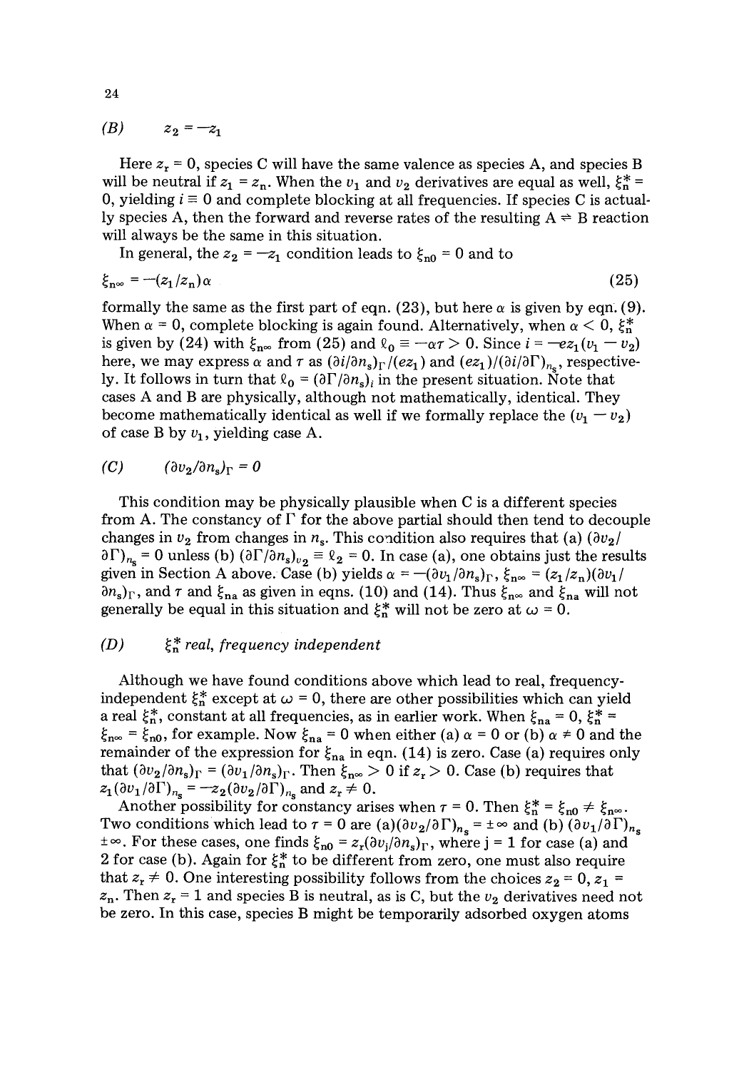### *(B)* $z_2 = -z_1$

Here $z_r = 0$, species C will have the same valence as species A, and species B will be neutral if $z_1 = z_n$. When the $v_1$ and $v_2$ derivatives are equal as well, $\xi_n^* = 0$, yielding $i \equiv 0$ and complete blocking at all frequencies. If species C is actually species A, then the forward and reverse rates of the resulting A $\rightleftharpoons$ B reaction will always be the same in this situation.

In general, the $z_2 = -z_1$ condition leads to $\xi_{n0} = 0$ and to

$$\xi_{n\infty} = -(z_1/z_n)\alpha \tag{25}$$

formally the same as the first part of eqn. (23), but here $\alpha$ is given by eqn. (9). When $\alpha = 0$, complete blocking is again found. Alternatively, when $\alpha < 0$, $\xi_n^*$ is given by (24) with $\xi_{n\infty}$ from (25) and $\ell_0 \equiv -\alpha\tau > 0$. Since $i = -ez_1(v_1 - v_2)$ here, we may express $\alpha$ and $\tau$ as $(\partial i/\partial n_s)_\Gamma/(ez_1)$ and $(ez_1)/(\partial i/\partial \Gamma)_{n_s}$, respectively. It follows in turn that $\ell_0 = (\partial \Gamma/\partial n_s)_i$ in the present situation. Note that cases A and B are physically, although not mathematically, identical. They become mathematically identical as well if we formally replace the $(v_1 - v_2)$ of case B by $v_1$, yielding case A.

### *(C)* $(\partial v_2/\partial n_s)_\Gamma = 0$

This condition may be physically plausible when C is a different species from A. The constancy of $\Gamma$ for the above partial should then tend to decouple changes in $v_2$ from changes in $n_s$. This condition also requires that (a) $(\partial v_2/\partial \Gamma)_{n_s} = 0$ unless (b) $(\partial \Gamma/\partial n_s)_{v_2} \equiv \ell_2 = 0$. In case (a), one obtains just the results given in Section A above. Case (b) yields $\alpha = -(\partial v_1/\partial n_s)_\Gamma$, $\xi_{n\infty} = (z_1/z_n)(\partial v_1/\partial n_s)_\Gamma$, and $\tau$ and $\xi_{na}$ as given in eqns. (10) and (14). Thus $\xi_{n\infty}$ and $\xi_{na}$ will not generally be equal in this situation and $\xi_n^*$ will not be zero at $\omega = 0$.

### *(D)* $\xi_n^*$ *real, frequency independent*

Although we have found conditions above which lead to real, frequency-independent $\xi_n^*$ except at $\omega = 0$, there are other possibilities which can yield a real $\xi_n^*$, constant at all frequencies, as in earlier work. When $\xi_{na} = 0$, $\xi_n^* = \xi_{n\infty} = \xi_{n0}$, for example. Now $\xi_{na} = 0$ when either (a) $\alpha = 0$ or (b) $\alpha \neq 0$ and the remainder of the expression for $\xi_{na}$ in eqn. (14) is zero. Case (a) requires only that $(\partial v_2/\partial n_s)_\Gamma = (\partial v_1/\partial n_s)_\Gamma$. Then $\xi_{n\infty} > 0$ if $z_r > 0$. Case (b) requires that $z_1(\partial v_1/\partial \Gamma)_{n_s} = -z_2(\partial v_2/\partial \Gamma)_{n_s}$ and $z_r \neq 0$.

Another possibility for constancy arises when $\tau = 0$. Then $\xi_n^* = \xi_{n0} \neq \xi_{n\infty}$. Two conditions which lead to $\tau = 0$ are (a) $(\partial v_2/\partial \Gamma)_{n_s} = \pm\infty$ and (b) $(\partial v_1/\partial \Gamma)_{n_s}$ $\pm\infty$. For these cases, one finds $\xi_{n0} = z_r(\partial v_j/\partial n_s)_\Gamma$, where j = 1 for case (a) and 2 for case (b). Again for $\xi_n^*$ to be different from zero, one must also require that $z_r \neq 0$. One interesting possibility follows from the choices $z_2 = 0$, $z_1 = z_n$. Then $z_r = 1$ and species B is neutral, as is C, but the $v_2$ derivatives need not be zero. In this case, species B might be temporarily adsorbed oxygen atoms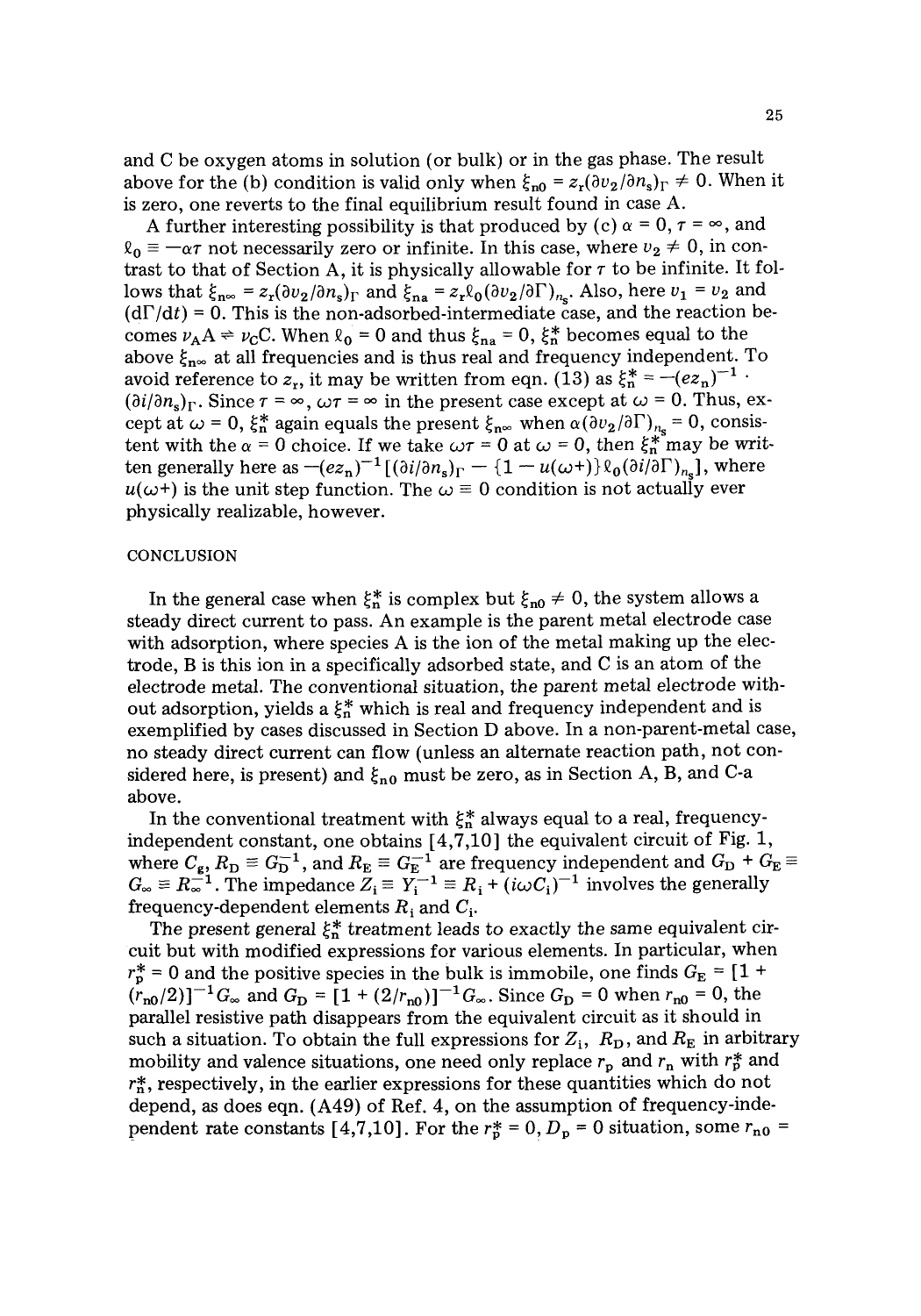and C be oxygen atoms in solution (or bulk) or in the gas phase. The result above for the (b) condition is valid only when $\xi_{n0} = z_r(\partial v_2/\partial n_s)_\Gamma \neq 0$. When it is zero, one reverts to the final equilibrium result found in case A.

A further interesting possibility is that produced by (c) $\alpha = 0$, $\tau = \infty$, and $\ell_0 \equiv -\alpha\tau$ not necessarily zero or infinite. In this case, where $v_2 \neq 0$, in contrast to that of Section A, it is physically allowable for $\tau$ to be infinite. It follows that $\xi_{n\infty} = z_r(\partial v_2/\partial n_s)_\Gamma$ and $\xi_{na} = z_r\ell_0(\partial v_2/\partial \Gamma)_{n_s}$. Also, here $v_1 = v_2$ and $(d\Gamma/dt) = 0$. This is the non-adsorbed-intermediate case, and the reaction becomes $\nu_A A \rightleftharpoons \nu_C C$. When $\ell_0 = 0$ and thus $\xi_{na} = 0$, $\xi_n^*$ becomes equal to the above $\xi_{n\infty}$ at all frequencies and is thus real and frequency independent. To avoid reference to $z_r$, it may be written from eqn. (13) as $\xi_n^* = -(ez_n)^{-1} \cdot (\partial i/\partial n_s)_\Gamma$. Since $\tau = \infty$, $\omega\tau = \infty$ in the present case except at $\omega = 0$. Thus, except at $\omega = 0$, $\xi_n^*$ again equals the present $\xi_{n\infty}$ when $\alpha(\partial v_2/\partial \Gamma)_{n_s} = 0$, consistent with the $\alpha = 0$ choice. If we take $\omega\tau = 0$ at $\omega = 0$, then $\xi_n^*$ may be written generally here as $-(ez_n)^{-1}[(\partial i/\partial n_s)_\Gamma - \{1 - u(\omega+)\}\ell_0(\partial i/\partial \Gamma)_{n_s}]$, where $u(\omega+)$ is the unit step function. The $\omega \equiv 0$ condition is not actually ever physically realizable, however.

## CONCLUSION

In the general case when $\xi_n^*$ is complex but $\xi_{n0} \neq 0$, the system allows a steady direct current to pass. An example is the parent metal electrode case with adsorption, where species A is the ion of the metal making up the electrode, B is this ion in a specifically adsorbed state, and C is an atom of the electrode metal. The conventional situation, the parent metal electrode without adsorption, yields a $\xi_n^*$ which is real and frequency independent and is exemplified by cases discussed in Section D above. In a non-parent-metal case, no steady direct current can flow (unless an alternate reaction path, not considered here, is present) and $\xi_{n0}$ must be zero, as in Section A, B, and C-a above.

In the conventional treatment with $\xi_n^*$ always equal to a real, frequency-independent constant, one obtains [4,7,10] the equivalent circuit of Fig. 1, where $C_g$, $R_D \equiv G_D^{-1}$, and $R_E \equiv G_E^{-1}$ are frequency independent and $G_D + G_E \equiv G_\infty \equiv R_\infty^{-1}$. The impedance $Z_i \equiv Y_i^{-1} \equiv R_i + (i\omega C_i)^{-1}$ involves the generally frequency-dependent elements $R_i$ and $C_i$.

The present general $\xi_n^*$ treatment leads to exactly the same equivalent circuit but with modified expressions for various elements. In particular, when $r_p^* = 0$ and the positive species in the bulk is immobile, one finds $G_E = [1 + (r_{n0}/2)]^{-1}G_\infty$ and $G_D = [1 + (2/r_{n0})]^{-1}G_\infty$. Since $G_D = 0$ when $r_{n0} = 0$, the parallel resistive path disappears from the equivalent circuit as it should in such a situation. To obtain the full expressions for $Z_i$, $R_D$, and $R_E$ in arbitrary mobility and valence situations, one need only replace $r_p$ and $r_n$ with $r_p^*$ and $r_n^*$, respectively, in the earlier expressions for these quantities which do not depend, as does eqn. (A49) of Ref. 4, on the assumption of frequency-independent rate constants [4,7,10]. For the $r_p^* = 0$, $D_p = 0$ situation, some $r_{n0} =$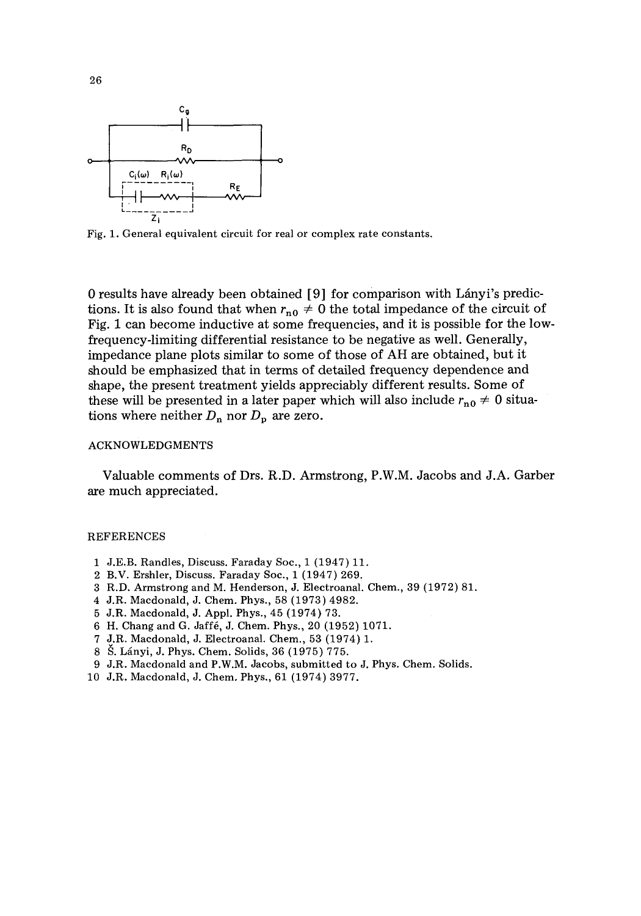$C_g$

$R_D$

$C_i(\omega)$ $R_i(\omega)$

$R_E$

$Z_i$

Fig. 1. General equivalent circuit for real or complex rate constants.

0 results have already been obtained [9] for comparison with Lányi's predictions. It is also found that when $r_{n0} \neq 0$ the total impedance of the circuit of Fig. 1 can become inductive at some frequencies, and it is possible for the low-frequency-limiting differential resistance to be negative as well. Generally, impedance plane plots similar to some of those of AH are obtained, but it should be emphasized that in terms of detailed frequency dependence and shape, the present treatment yields appreciably different results. Some of these will be presented in a later paper which will also include $r_{n0} \neq 0$ situations where neither $D_n$ nor $D_p$ are zero.

## ACKNOWLEDGMENTS

Valuable comments of Drs. R.D. Armstrong, P.W.M. Jacobs and J.A. Garber are much appreciated.

## REFERENCES

1 J.E.B. Randles, Discuss. Faraday Soc., 1 (1947) 11.
2 B.V. Ershler, Discuss. Faraday Soc., 1 (1947) 269.
3 R.D. Armstrong and M. Henderson, J. Electroanal. Chem., 39 (1972) 81.
4 J.R. Macdonald, J. Chem. Phys., 58 (1973) 4982.
5 J.R. Macdonald, J. Appl. Phys., 45 (1974) 73.
6 H. Chang and G. Jaffé, J. Chem. Phys., 20 (1952) 1071.
7 J.R. Macdonald, J. Electroanal. Chem., 53 (1974) 1.
8 Š. Lányi, J. Phys. Chem. Solids, 36 (1975) 775.
9 J.R. Macdonald and P.W.M. Jacobs, submitted to J. Phys. Chem. Solids.
10 J.R. Macdonald, J. Chem. Phys., 61 (1974) 3977.